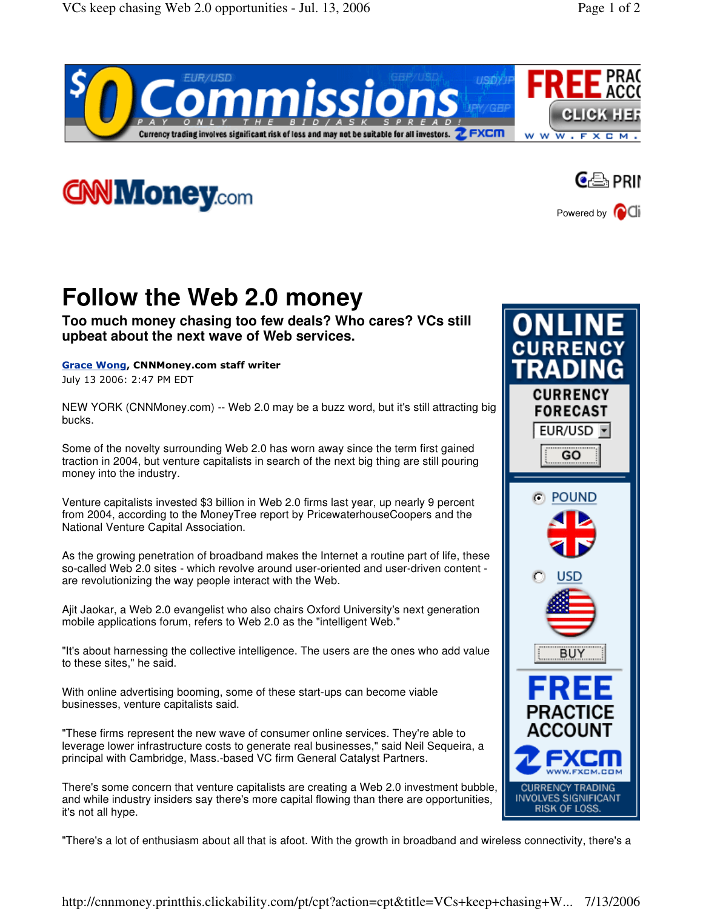# Follow the Web 2.0 money

**Too much money chasing too few deals? Who cares? VCs still upbeat about the next wave of Web services.**

**Grace Wong, CNNMoney.com staff writer**
July 13 2006: 2:47 PM EDT

NEW YORK (CNNMoney.com) -- Web 2.0 may be a buzz word, but it's still attracting big bucks.

Some of the novelty surrounding Web 2.0 has worn away since the term first gained traction in 2004, but venture capitalists in search of the next big thing are still pouring money into the industry.

Venture capitalists invested $3 billion in Web 2.0 firms last year, up nearly 9 percent from 2004, according to the MoneyTree report by PricewaterhouseCoopers and the National Venture Capital Association.

As the growing penetration of broadband makes the Internet a routine part of life, these so-called Web 2.0 sites - which revolve around user-oriented and user-driven content - are revolutionizing the way people interact with the Web.

Ajit Jaokar, a Web 2.0 evangelist who also chairs Oxford University's next generation mobile applications forum, refers to Web 2.0 as the "intelligent Web."

"It's about harnessing the collective intelligence. The users are the ones who add value to these sites," he said.

With online advertising booming, some of these start-ups can become viable businesses, venture capitalists said.

"These firms represent the new wave of consumer online services. They're able to leverage lower infrastructure costs to generate real businesses," said Neil Sequeira, a principal with Cambridge, Mass.-based VC firm General Catalyst Partners.

There's some concern that venture capitalists are creating a Web 2.0 investment bubble, and while industry insiders say there's more capital flowing than there are opportunities, it's not all hype.

"There's a lot of enthusiasm about all that is afoot. With the growth in broadband and wireless connectivity, there's a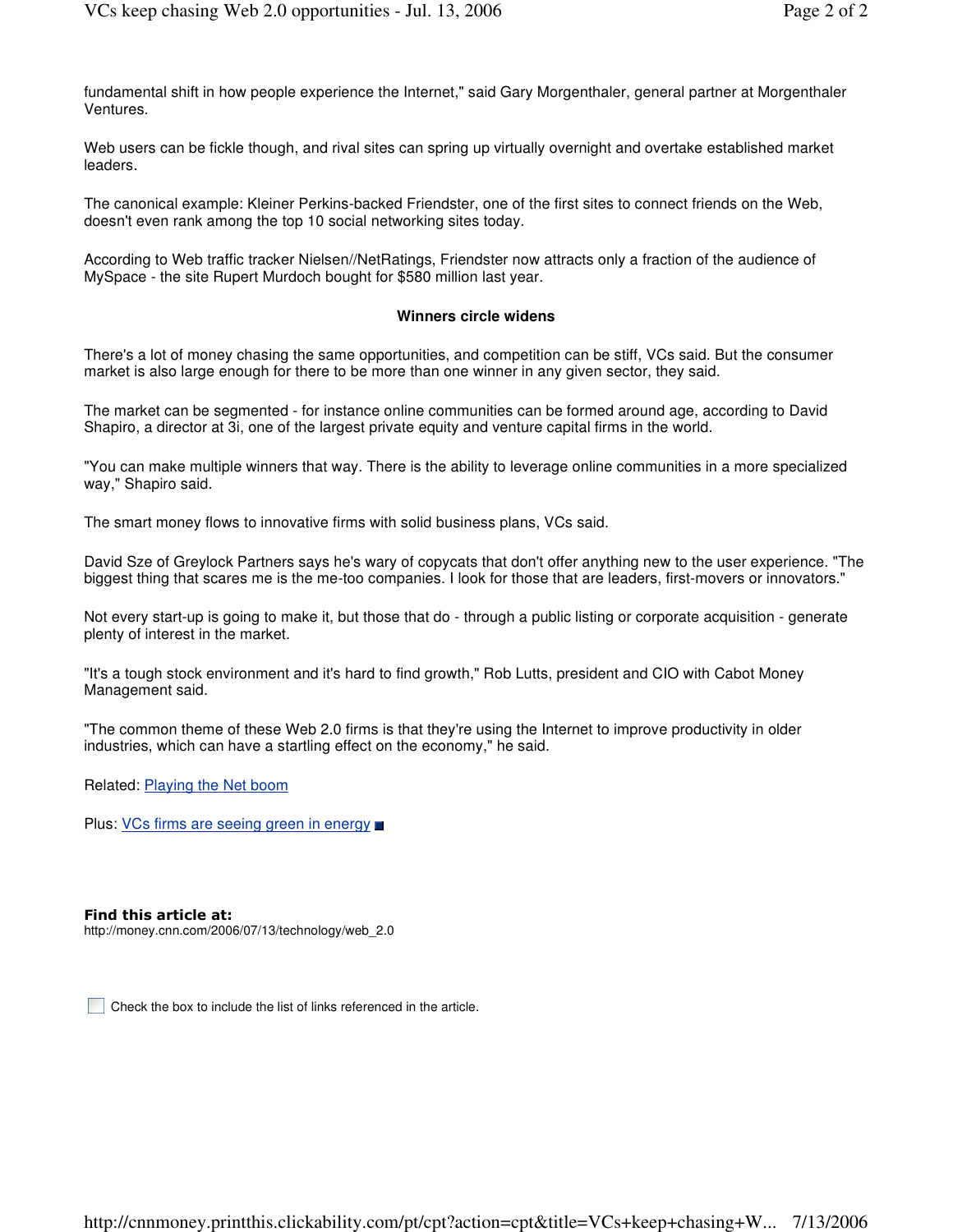fundamental shift in how people experience the Internet," said Gary Morgenthaler, general partner at Morgenthaler Ventures.

Web users can be fickle though, and rival sites can spring up virtually overnight and overtake established market leaders.

The canonical example: Kleiner Perkins-backed Friendster, one of the first sites to connect friends on the Web, doesn't even rank among the top 10 social networking sites today.

According to Web traffic tracker Nielsen//NetRatings, Friendster now attracts only a fraction of the audience of MySpace - the site Rupert Murdoch bought for $580 million last year.

**Winners circle widens**

There's a lot of money chasing the same opportunities, and competition can be stiff, VCs said. But the consumer market is also large enough for there to be more than one winner in any given sector, they said.

The market can be segmented - for instance online communities can be formed around age, according to David Shapiro, a director at 3i, one of the largest private equity and venture capital firms in the world.

"You can make multiple winners that way. There is the ability to leverage online communities in a more specialized way," Shapiro said.

The smart money flows to innovative firms with solid business plans, VCs said.

David Sze of Greylock Partners says he's wary of copycats that don't offer anything new to the user experience. "The biggest thing that scares me is the me-too companies. I look for those that are leaders, first-movers or innovators."

Not every start-up is going to make it, but those that do - through a public listing or corporate acquisition - generate plenty of interest in the market.

"It's a tough stock environment and it's hard to find growth," Rob Lutts, president and CIO with Cabot Money Management said.

"The common theme of these Web 2.0 firms is that they're using the Internet to improve productivity in older industries, which can have a startling effect on the economy," he said.

Related: Playing the Net boom

Plus: VCs firms are seeing green in energy ■

**Find this article at:**
http://money.cnn.com/2006/07/13/technology/web_2.0

☐ Check the box to include the list of links referenced in the article.